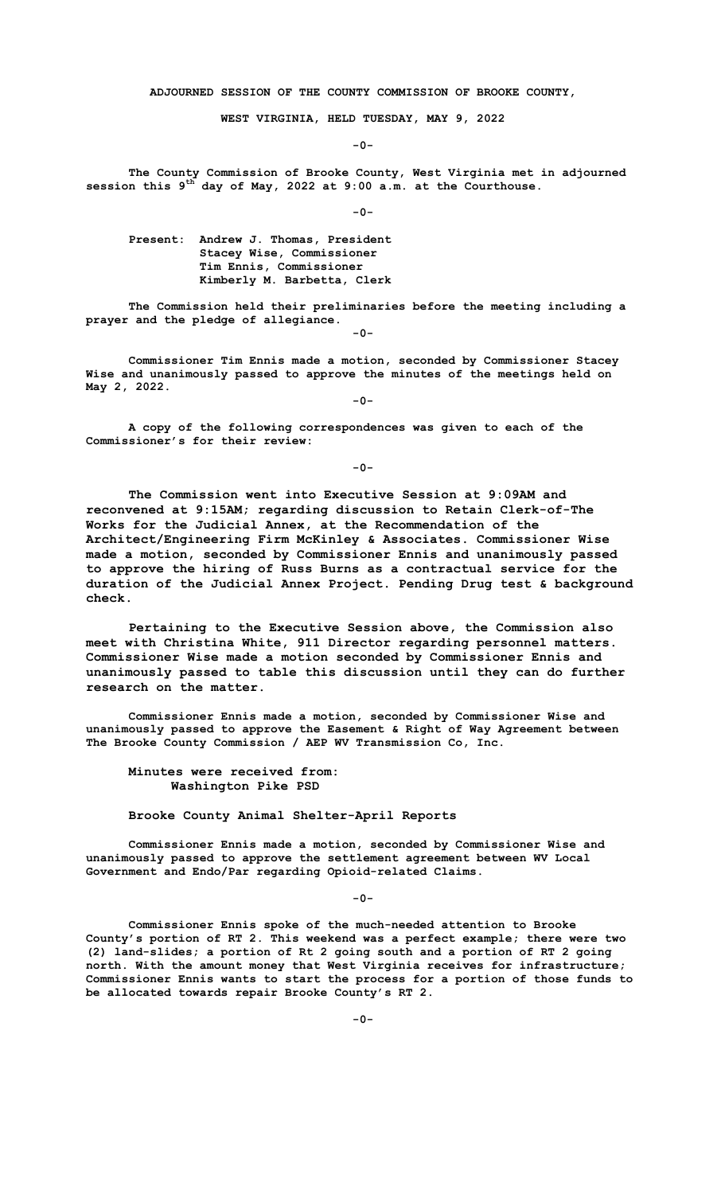**ADJOURNED SESSION OF THE COUNTY COMMISSION OF BROOKE COUNTY,**

**WEST VIRGINIA, HELD TUESDAY, MAY 9, 2022**

**-0-**

**The County Commission of Brooke County, West Virginia met in adjourned session this 9th day of May, 2022 at 9:00 a.m. at the Courthouse.**

**-0-**

**Present: Andrew J. Thomas, President**
**Stacey Wise, Commissioner**
**Tim Ennis, Commissioner**
**Kimberly M. Barbetta, Clerk**

**The Commission held their preliminaries before the meeting including a prayer and the pledge of allegiance.**

**-0-**

**Commissioner Tim Ennis made a motion, seconded by Commissioner Stacey Wise and unanimously passed to approve the minutes of the meetings held on May 2, 2022.**

**-0-**

**A copy of the following correspondences was given to each of the Commissioner's for their review:**

**-0-**

**The Commission went into Executive Session at 9:09AM and reconvened at 9:15AM; regarding discussion to Retain Clerk-of-The Works for the Judicial Annex, at the Recommendation of the Architect/Engineering Firm McKinley & Associates. Commissioner Wise made a motion, seconded by Commissioner Ennis and unanimously passed to approve the hiring of Russ Burns as a contractual service for the duration of the Judicial Annex Project. Pending Drug test & background check.**

**Pertaining to the Executive Session above, the Commission also meet with Christina White, 911 Director regarding personnel matters. Commissioner Wise made a motion seconded by Commissioner Ennis and unanimously passed to table this discussion until they can do further research on the matter.**

**Commissioner Ennis made a motion, seconded by Commissioner Wise and unanimously passed to approve the Easement & Right of Way Agreement between The Brooke County Commission / AEP WV Transmission Co, Inc.**

**Minutes were received from:**
**Washington Pike PSD**

**Brooke County Animal Shelter-April Reports**

**Commissioner Ennis made a motion, seconded by Commissioner Wise and unanimously passed to approve the settlement agreement between WV Local Government and Endo/Par regarding Opioid-related Claims.**

**-0-**

**Commissioner Ennis spoke of the much-needed attention to Brooke County's portion of RT 2. This weekend was a perfect example; there were two (2) land-slides; a portion of Rt 2 going south and a portion of RT 2 going north. With the amount money that West Virginia receives for infrastructure; Commissioner Ennis wants to start the process for a portion of those funds to be allocated towards repair Brooke County's RT 2.**

**-0-**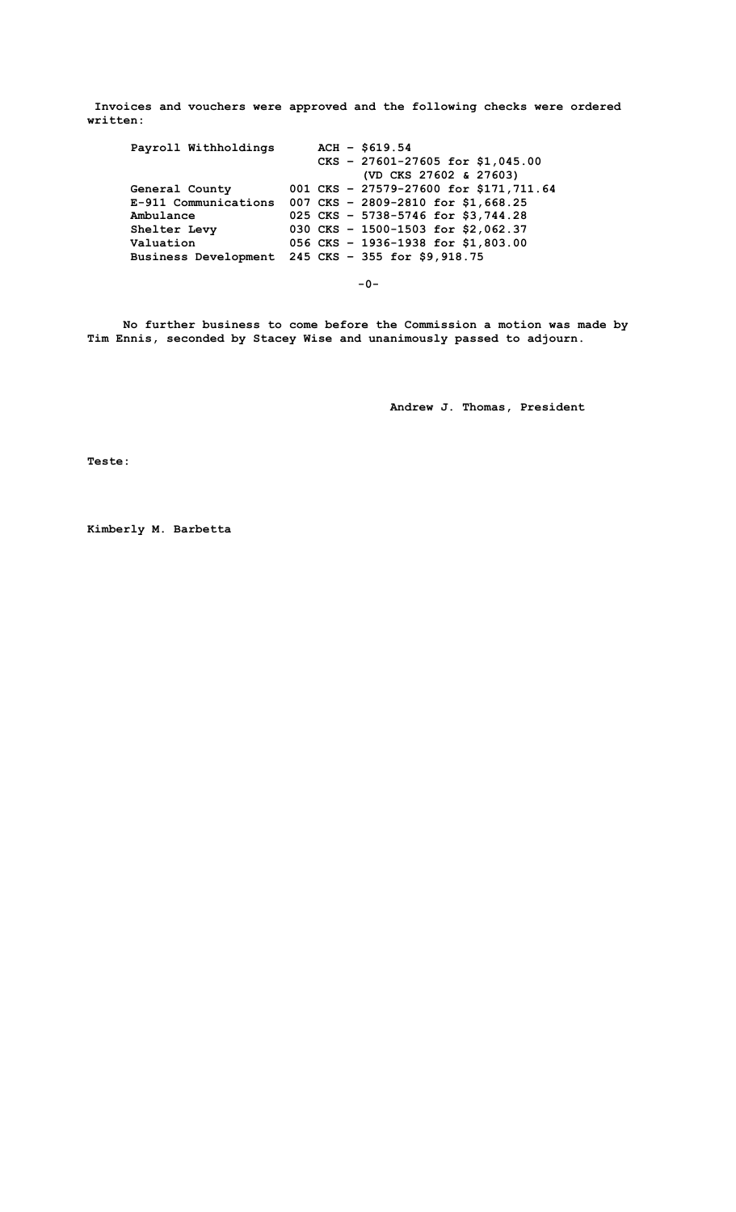**Invoices and vouchers were approved and the following checks were ordered written:**

| | |
|---|---|
| **Payroll Withholdings** | **ACH – $619.54** |
| | **CKS – 27601-27605 for $1,045.00** |
| | **(VD CKS 27602 & 27603)** |
| **General County** | **001 CKS – 27579-27600 for $171,711.64** |
| **E-911 Communications** | **007 CKS – 2809-2810 for $1,668.25** |
| **Ambulance** | **025 CKS – 5738-5746 for $3,744.28** |
| **Shelter Levy** | **030 CKS – 1500-1503 for $2,062.37** |
| **Valuation** | **056 CKS – 1936-1938 for $1,803.00** |
| **Business Development** | **245 CKS – 355 for $9,918.75** |

**-0-**

**No further business to come before the Commission a motion was made by Tim Ennis, seconded by Stacey Wise and unanimously passed to adjourn.**

**Andrew J. Thomas, President**

**Teste:**

**Kimberly M. Barbetta**